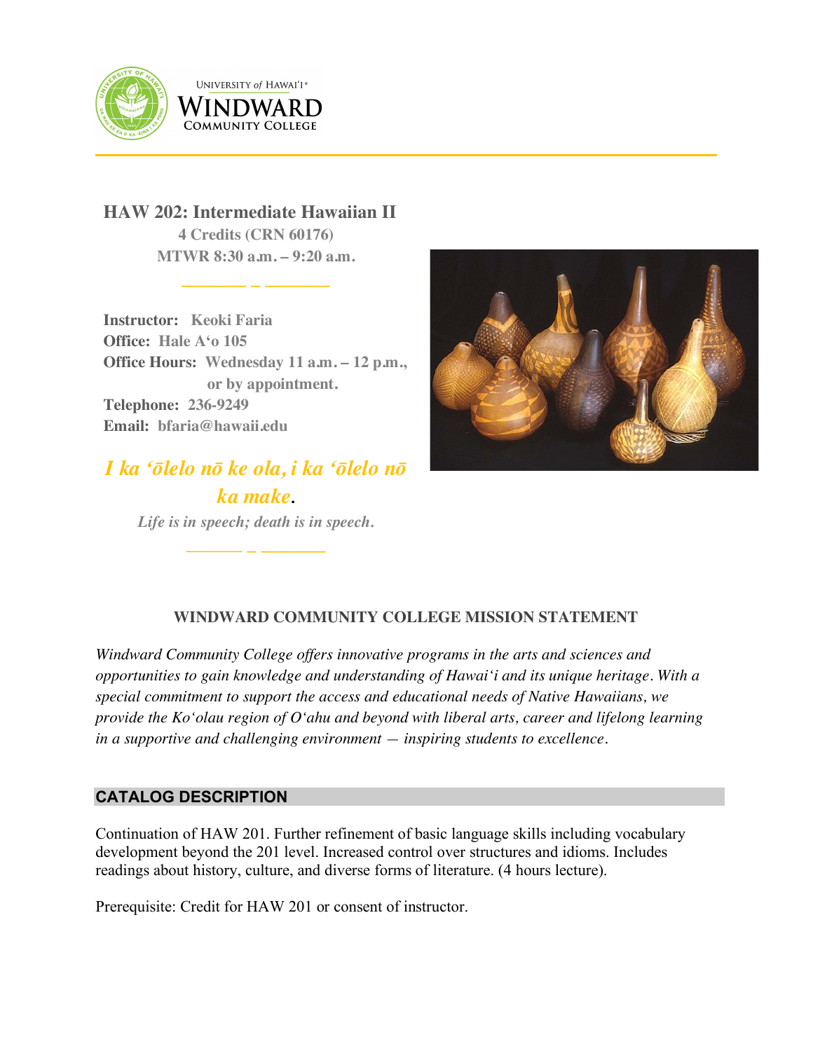UNIVERSITY *of* HAWAI'I®
WINDWARD
COMMUNITY COLLEGE

# HAW 202: Intermediate Hawaiian II

**4 Credits (CRN 60176)**
**MTWR 8:30 a.m. – 9:20 a.m.**

**Instructor:** Keoki Faria
**Office:** Hale A'o 105
**Office Hours:** Wednesday 11 a.m. – 12 p.m., or by appointment.
**Telephone:** 236-9249
**Email:** bfaria@hawaii.edu

***I ka ʻōlelo nō ke ola, i ka ʻōlelo nō ka make.***

*Life is in speech; death is in speech.*

## WINDWARD COMMUNITY COLLEGE MISSION STATEMENT

*Windward Community College offers innovative programs in the arts and sciences and opportunities to gain knowledge and understanding of Hawaiʻi and its unique heritage. With a special commitment to support the access and educational needs of Native Hawaiians, we provide the Koʻolau region of Oʻahu and beyond with liberal arts, career and lifelong learning in a supportive and challenging environment — inspiring students to excellence.*

## CATALOG DESCRIPTION

Continuation of HAW 201. Further refinement of basic language skills including vocabulary development beyond the 201 level. Increased control over structures and idioms. Includes readings about history, culture, and diverse forms of literature. (4 hours lecture).

Prerequisite: Credit for HAW 201 or consent of instructor.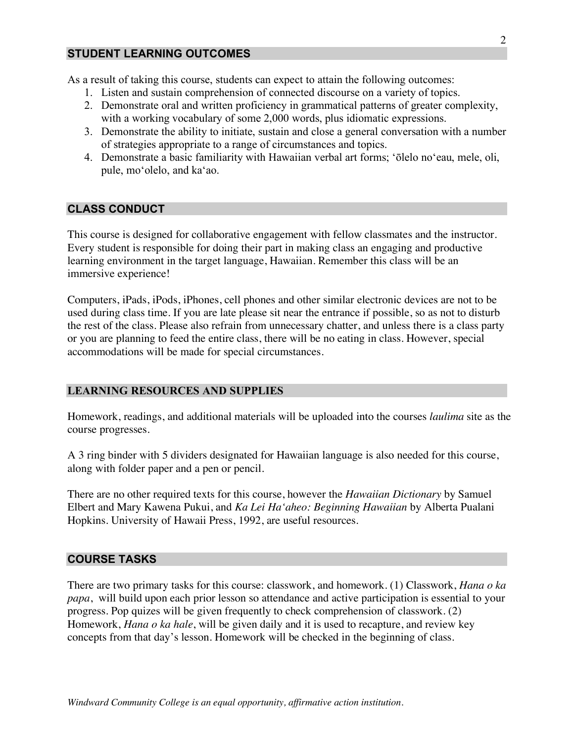## STUDENT LEARNING OUTCOMES

As a result of taking this course, students can expect to attain the following outcomes:

1. Listen and sustain comprehension of connected discourse on a variety of topics.
2. Demonstrate oral and written proficiency in grammatical patterns of greater complexity, with a working vocabulary of some 2,000 words, plus idiomatic expressions.
3. Demonstrate the ability to initiate, sustain and close a general conversation with a number of strategies appropriate to a range of circumstances and topics.
4. Demonstrate a basic familiarity with Hawaiian verbal art forms; ʻōlelo noʻeau, mele, oli, pule, moʻolelo, and kaʻao.

## CLASS CONDUCT

This course is designed for collaborative engagement with fellow classmates and the instructor. Every student is responsible for doing their part in making class an engaging and productive learning environment in the target language, Hawaiian. Remember this class will be an immersive experience!

Computers, iPads, iPods, iPhones, cell phones and other similar electronic devices are not to be used during class time. If you are late please sit near the entrance if possible, so as not to disturb the rest of the class. Please also refrain from unnecessary chatter, and unless there is a class party or you are planning to feed the entire class, there will be no eating in class. However, special accommodations will be made for special circumstances.

## LEARNING RESOURCES AND SUPPLIES

Homework, readings, and additional materials will be uploaded into the courses *laulima* site as the course progresses.

A 3 ring binder with 5 dividers designated for Hawaiian language is also needed for this course, along with folder paper and a pen or pencil.

There are no other required texts for this course, however the *Hawaiian Dictionary* by Samuel Elbert and Mary Kawena Pukui, and *Ka Lei Haʻaheo: Beginning Hawaiian* by Alberta Pualani Hopkins. University of Hawaii Press, 1992, are useful resources.

## COURSE TASKS

There are two primary tasks for this course: classwork, and homework. (1) Classwork, *Hana o ka papa*, will build upon each prior lesson so attendance and active participation is essential to your progress. Pop quizes will be given frequently to check comprehension of classwork. (2) Homework, *Hana o ka hale*, will be given daily and it is used to recapture, and review key concepts from that day's lesson. Homework will be checked in the beginning of class.

*Windward Community College is an equal opportunity, affirmative action institution.*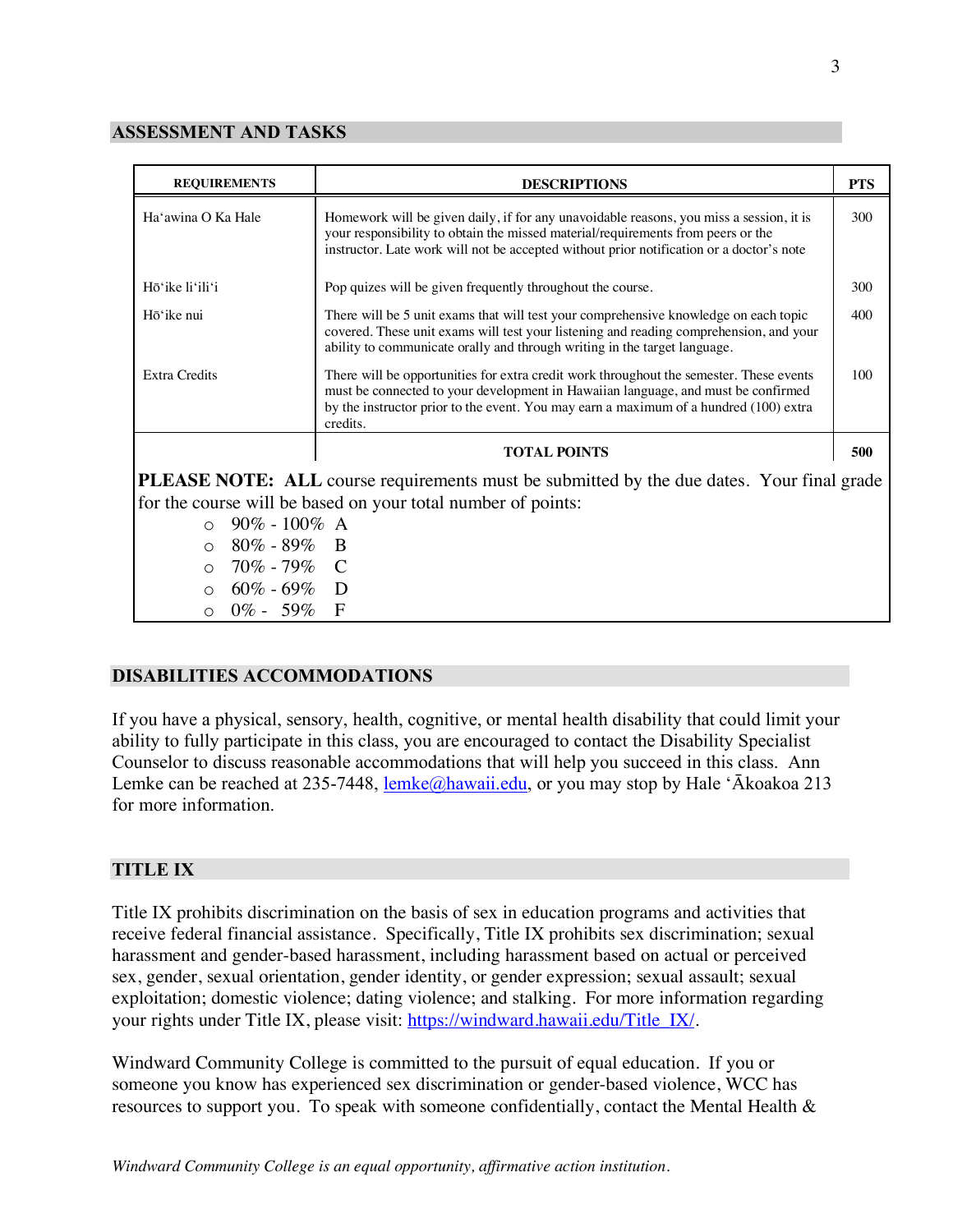## ASSESSMENT AND TASKS

| REQUIREMENTS | DESCRIPTIONS | PTS |
|---|---|---|
| Ha'awina O Ka Hale | Homework will be given daily, if for any unavoidable reasons, you miss a session, it is your responsibility to obtain the missed material/requirements from peers or the instructor. Late work will not be accepted without prior notification or a doctor's note | 300 |
| Hō'ike li'ili'i | Pop quizes will be given frequently throughout the course. | 300 |
| Hō'ike nui | There will be 5 unit exams that will test your comprehensive knowledge on each topic covered. These unit exams will test your listening and reading comprehension, and your ability to communicate orally and through writing in the target language. | 400 |
| Extra Credits | There will be opportunities for extra credit work throughout the semester. These events must be connected to your development in Hawaiian language, and must be confirmed by the instructor prior to the event. You may earn a maximum of a hundred (100) extra credits. | 100 |
| | **TOTAL POINTS** | **500** |

**PLEASE NOTE: ALL** course requirements must be submitted by the due dates. Your final grade for the course will be based on your total number of points:

- 90% - 100% A
- 80% - 89% B
- 70% - 79% C
- 60% - 69% D
- 0% - 59% F

## DISABILITIES ACCOMMODATIONS

If you have a physical, sensory, health, cognitive, or mental health disability that could limit your ability to fully participate in this class, you are encouraged to contact the Disability Specialist Counselor to discuss reasonable accommodations that will help you succeed in this class. Ann Lemke can be reached at 235-7448, lemke@hawaii.edu, or you may stop by Hale 'Ākoakoa 213 for more information.

## TITLE IX

Title IX prohibits discrimination on the basis of sex in education programs and activities that receive federal financial assistance. Specifically, Title IX prohibits sex discrimination; sexual harassment and gender-based harassment, including harassment based on actual or perceived sex, gender, sexual orientation, gender identity, or gender expression; sexual assault; sexual exploitation; domestic violence; dating violence; and stalking. For more information regarding your rights under Title IX, please visit: https://windward.hawaii.edu/Title_IX/.

Windward Community College is committed to the pursuit of equal education. If you or someone you know has experienced sex discrimination or gender-based violence, WCC has resources to support you. To speak with someone confidentially, contact the Mental Health &

*Windward Community College is an equal opportunity, affirmative action institution.*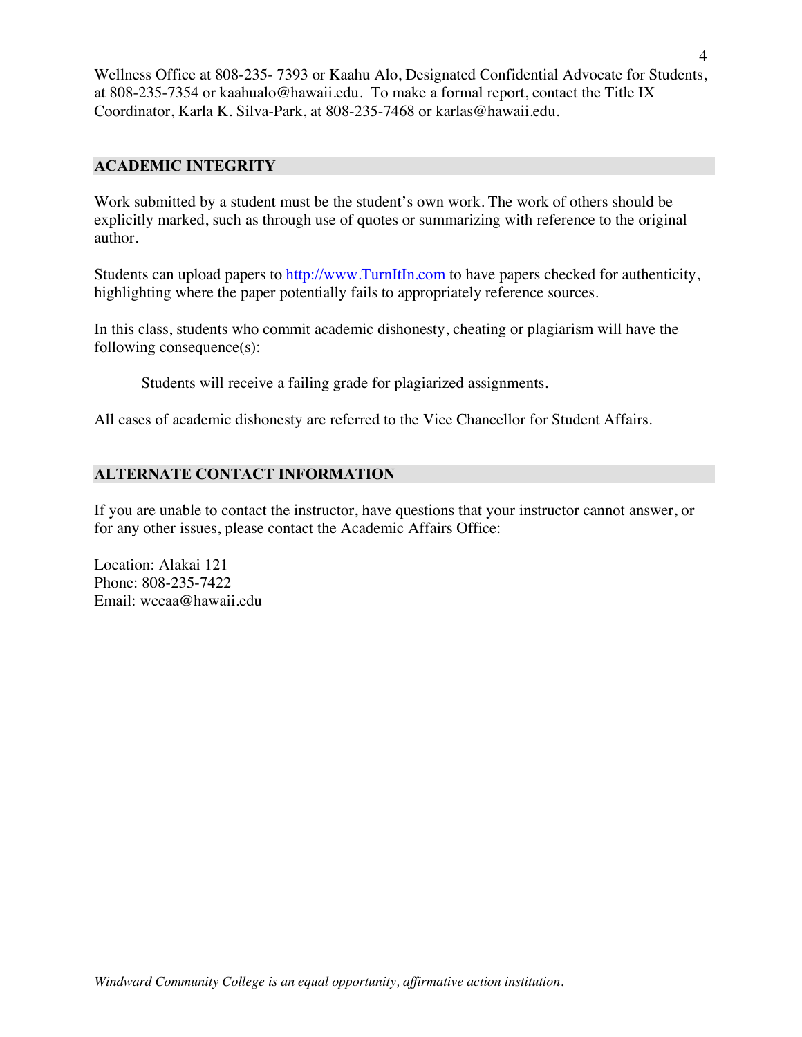Wellness Office at 808-235- 7393 or Kaahu Alo, Designated Confidential Advocate for Students, at 808-235-7354 or kaahualo@hawaii.edu. To make a formal report, contact the Title IX Coordinator, Karla K. Silva-Park, at 808-235-7468 or karlas@hawaii.edu.

## ACADEMIC INTEGRITY

Work submitted by a student must be the student's own work. The work of others should be explicitly marked, such as through use of quotes or summarizing with reference to the original author.

Students can upload papers to [http://www.TurnItIn.com](http://www.TurnItIn.com) to have papers checked for authenticity, highlighting where the paper potentially fails to appropriately reference sources.

In this class, students who commit academic dishonesty, cheating or plagiarism will have the following consequence(s):

> Students will receive a failing grade for plagiarized assignments.

All cases of academic dishonesty are referred to the Vice Chancellor for Student Affairs.

## ALTERNATE CONTACT INFORMATION

If you are unable to contact the instructor, have questions that your instructor cannot answer, or for any other issues, please contact the Academic Affairs Office:

Location: Alakai 121
Phone: 808-235-7422
Email: wccaa@hawaii.edu

*Windward Community College is an equal opportunity, affirmative action institution.*